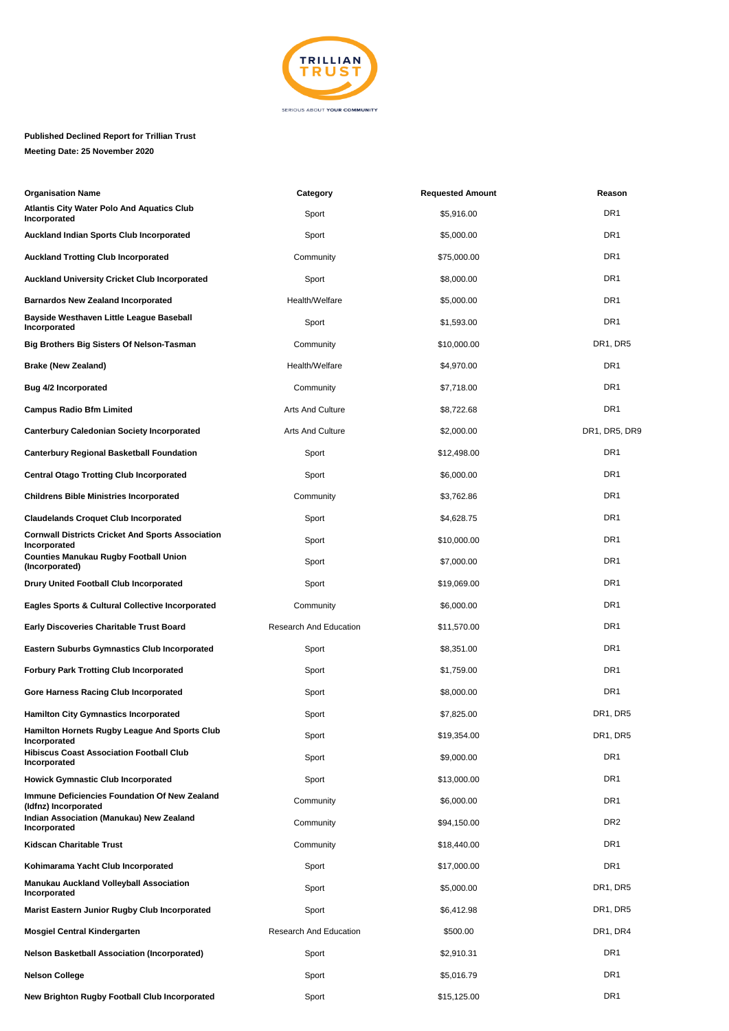**Published Declined Report for Trillian Trust**

**Meeting Date: 25 November 2020**

| Organisation Name | Category | Requested Amount | Reason |
|---|---|---|---|
| **Atlantis City Water Polo And Aquatics Club Incorporated** | Sport | $5,916.00 | DR1 |
| **Auckland Indian Sports Club Incorporated** | Sport | $5,000.00 | DR1 |
| **Auckland Trotting Club Incorporated** | Community | $75,000.00 | DR1 |
| **Auckland University Cricket Club Incorporated** | Sport | $8,000.00 | DR1 |
| **Barnardos New Zealand Incorporated** | Health/Welfare | $5,000.00 | DR1 |
| **Bayside Westhaven Little League Baseball Incorporated** | Sport | $1,593.00 | DR1 |
| **Big Brothers Big Sisters Of Nelson-Tasman** | Community | $10,000.00 | DR1, DR5 |
| **Brake (New Zealand)** | Health/Welfare | $4,970.00 | DR1 |
| **Bug 4/2 Incorporated** | Community | $7,718.00 | DR1 |
| **Campus Radio Bfm Limited** | Arts And Culture | $8,722.68 | DR1 |
| **Canterbury Caledonian Society Incorporated** | Arts And Culture | $2,000.00 | DR1, DR5, DR9 |
| **Canterbury Regional Basketball Foundation** | Sport | $12,498.00 | DR1 |
| **Central Otago Trotting Club Incorporated** | Sport | $6,000.00 | DR1 |
| **Childrens Bible Ministries Incorporated** | Community | $3,762.86 | DR1 |
| **Claudelands Croquet Club Incorporated** | Sport | $4,628.75 | DR1 |
| **Cornwall Districts Cricket And Sports Association Incorporated** | Sport | $10,000.00 | DR1 |
| **Counties Manukau Rugby Football Union (Incorporated)** | Sport | $7,000.00 | DR1 |
| **Drury United Football Club Incorporated** | Sport | $19,069.00 | DR1 |
| **Eagles Sports & Cultural Collective Incorporated** | Community | $6,000.00 | DR1 |
| **Early Discoveries Charitable Trust Board** | Research And Education | $11,570.00 | DR1 |
| **Eastern Suburbs Gymnastics Club Incorporated** | Sport | $8,351.00 | DR1 |
| **Forbury Park Trotting Club Incorporated** | Sport | $1,759.00 | DR1 |
| **Gore Harness Racing Club Incorporated** | Sport | $8,000.00 | DR1 |
| **Hamilton City Gymnastics Incorporated** | Sport | $7,825.00 | DR1, DR5 |
| **Hamilton Hornets Rugby League And Sports Club Incorporated** | Sport | $19,354.00 | DR1, DR5 |
| **Hibiscus Coast Association Football Club Incorporated** | Sport | $9,000.00 | DR1 |
| **Howick Gymnastic Club Incorporated** | Sport | $13,000.00 | DR1 |
| **Immune Deficiencies Foundation Of New Zealand (Idfnz) Incorporated** | Community | $6,000.00 | DR1 |
| **Indian Association (Manukau) New Zealand Incorporated** | Community | $94,150.00 | DR2 |
| **Kidscan Charitable Trust** | Community | $18,440.00 | DR1 |
| **Kohimarama Yacht Club Incorporated** | Sport | $17,000.00 | DR1 |
| **Manukau Auckland Volleyball Association Incorporated** | Sport | $5,000.00 | DR1, DR5 |
| **Marist Eastern Junior Rugby Club Incorporated** | Sport | $6,412.98 | DR1, DR5 |
| **Mosgiel Central Kindergarten** | Research And Education | $500.00 | DR1, DR4 |
| **Nelson Basketball Association (Incorporated)** | Sport | $2,910.31 | DR1 |
| **Nelson College** | Sport | $5,016.79 | DR1 |
| **New Brighton Rugby Football Club Incorporated** | Sport | $15,125.00 | DR1 |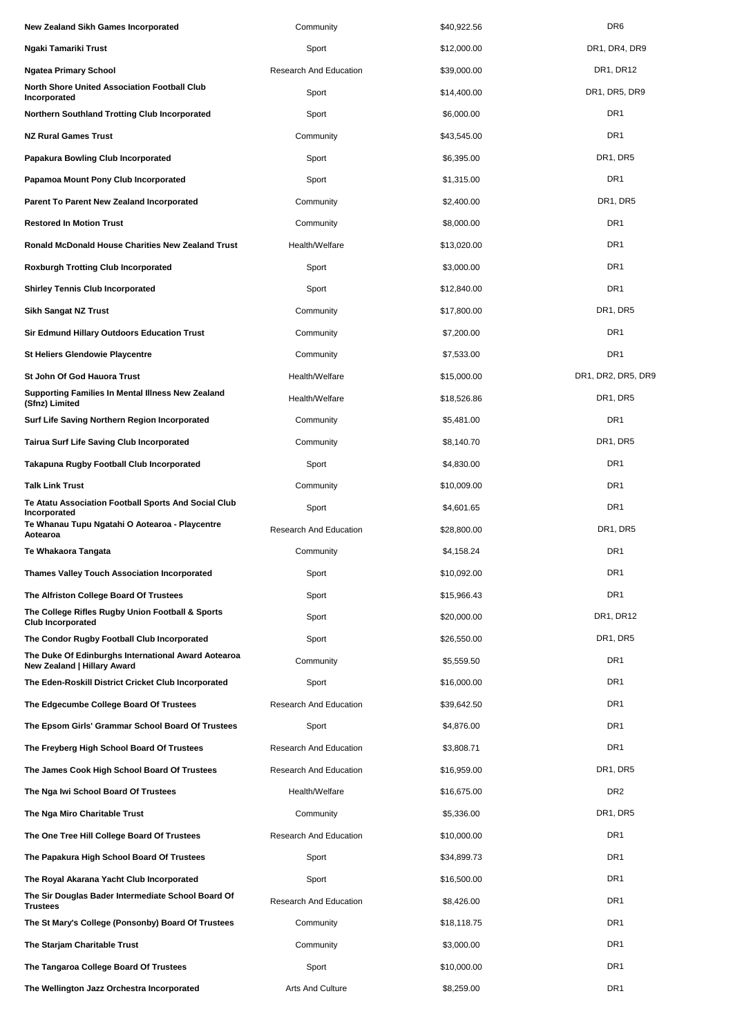| | | | |
|---|---|---|---|
| **New Zealand Sikh Games Incorporated** | Community | $40,922.56 | DR6 |
| **Ngaki Tamariki Trust** | Sport | $12,000.00 | DR1, DR4, DR9 |
| **Ngatea Primary School** | Research And Education | $39,000.00 | DR1, DR12 |
| **North Shore United Association Football Club Incorporated** | Sport | $14,400.00 | DR1, DR5, DR9 |
| **Northern Southland Trotting Club Incorporated** | Sport | $6,000.00 | DR1 |
| **NZ Rural Games Trust** | Community | $43,545.00 | DR1 |
| **Papakura Bowling Club Incorporated** | Sport | $6,395.00 | DR1, DR5 |
| **Papamoa Mount Pony Club Incorporated** | Sport | $1,315.00 | DR1 |
| **Parent To Parent New Zealand Incorporated** | Community | $2,400.00 | DR1, DR5 |
| **Restored In Motion Trust** | Community | $8,000.00 | DR1 |
| **Ronald McDonald House Charities New Zealand Trust** | Health/Welfare | $13,020.00 | DR1 |
| **Roxburgh Trotting Club Incorporated** | Sport | $3,000.00 | DR1 |
| **Shirley Tennis Club Incorporated** | Sport | $12,840.00 | DR1 |
| **Sikh Sangat NZ Trust** | Community | $17,800.00 | DR1, DR5 |
| **Sir Edmund Hillary Outdoors Education Trust** | Community | $7,200.00 | DR1 |
| **St Heliers Glendowie Playcentre** | Community | $7,533.00 | DR1 |
| **St John Of God Hauora Trust** | Health/Welfare | $15,000.00 | DR1, DR2, DR5, DR9 |
| **Supporting Families In Mental Illness New Zealand (Sfnz) Limited** | Health/Welfare | $18,526.86 | DR1, DR5 |
| **Surf Life Saving Northern Region Incorporated** | Community | $5,481.00 | DR1 |
| **Tairua Surf Life Saving Club Incorporated** | Community | $8,140.70 | DR1, DR5 |
| **Takapuna Rugby Football Club Incorporated** | Sport | $4,830.00 | DR1 |
| **Talk Link Trust** | Community | $10,009.00 | DR1 |
| **Te Atatu Association Football Sports And Social Club Incorporated** | Sport | $4,601.65 | DR1 |
| **Te Whanau Tupu Ngatahi O Aotearoa - Playcentre Aotearoa** | Research And Education | $28,800.00 | DR1, DR5 |
| **Te Whakaora Tangata** | Community | $4,158.24 | DR1 |
| **Thames Valley Touch Association Incorporated** | Sport | $10,092.00 | DR1 |
| **The Alfriston College Board Of Trustees** | Sport | $15,966.43 | DR1 |
| **The College Rifles Rugby Union Football & Sports Club Incorporated** | Sport | $20,000.00 | DR1, DR12 |
| **The Condor Rugby Football Club Incorporated** | Sport | $26,550.00 | DR1, DR5 |
| **The Duke Of Edinburghs International Award Aotearoa New Zealand \| Hillary Award** | Community | $5,559.50 | DR1 |
| **The Eden-Roskill District Cricket Club Incorporated** | Sport | $16,000.00 | DR1 |
| **The Edgecumbe College Board Of Trustees** | Research And Education | $39,642.50 | DR1 |
| **The Epsom Girls' Grammar School Board Of Trustees** | Sport | $4,876.00 | DR1 |
| **The Freyberg High School Board Of Trustees** | Research And Education | $3,808.71 | DR1 |
| **The James Cook High School Board Of Trustees** | Research And Education | $16,959.00 | DR1, DR5 |
| **The Nga Iwi School Board Of Trustees** | Health/Welfare | $16,675.00 | DR2 |
| **The Nga Miro Charitable Trust** | Community | $5,336.00 | DR1, DR5 |
| **The One Tree Hill College Board Of Trustees** | Research And Education | $10,000.00 | DR1 |
| **The Papakura High School Board Of Trustees** | Sport | $34,899.73 | DR1 |
| **The Royal Akarana Yacht Club Incorporated** | Sport | $16,500.00 | DR1 |
| **The Sir Douglas Bader Intermediate School Board Of Trustees** | Research And Education | $8,426.00 | DR1 |
| **The St Mary's College (Ponsonby) Board Of Trustees** | Community | $18,118.75 | DR1 |
| **The Starjam Charitable Trust** | Community | $3,000.00 | DR1 |
| **The Tangaroa College Board Of Trustees** | Sport | $10,000.00 | DR1 |
| **The Wellington Jazz Orchestra Incorporated** | Arts And Culture | $8,259.00 | DR1 |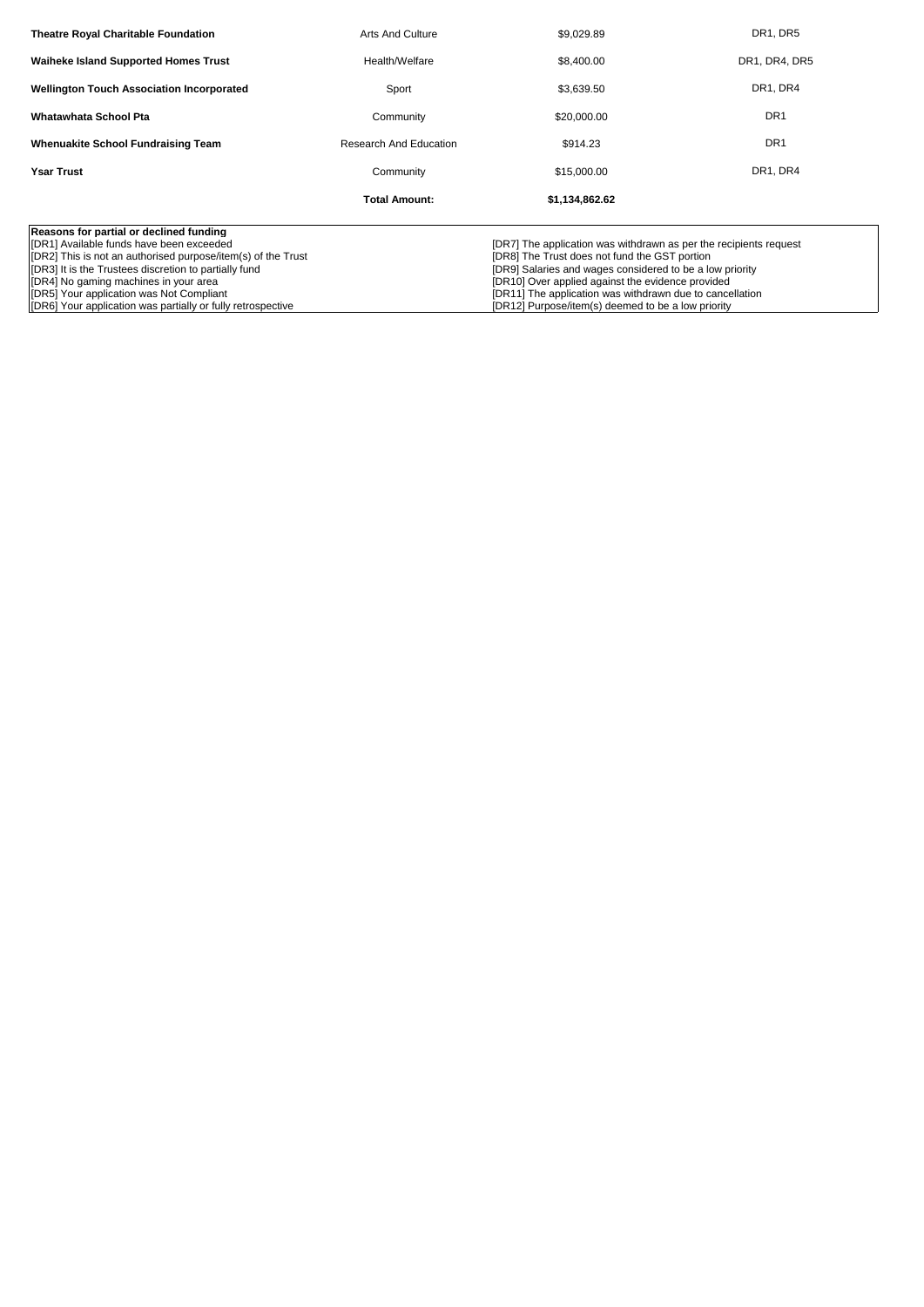| | | | |
|---|---|---|---|
| **Theatre Royal Charitable Foundation** | Arts And Culture | $9,029.89 | DR1, DR5 |
| **Waiheke Island Supported Homes Trust** | Health/Welfare | $8,400.00 | DR1, DR4, DR5 |
| **Wellington Touch Association Incorporated** | Sport | $3,639.50 | DR1, DR4 |
| **Whatawhata School Pta** | Community | $20,000.00 | DR1 |
| **Whenuakite School Fundraising Team** | Research And Education | $914.23 | DR1 |
| **Ysar Trust** | Community | $15,000.00 | DR1, DR4 |
| | **Total Amount:** | **$1,134,862.62** | |

**Reasons for partial or declined funding**

[DR1] Available funds have been exceeded
[DR2] This is not an authorised purpose/item(s) of the Trust
[DR3] It is the Trustees discretion to partially fund
[DR4] No gaming machines in your area
[DR5] Your application was Not Compliant
[DR6] Your application was partially or fully retrospective
[DR7] The application was withdrawn as per the recipients request
[DR8] The Trust does not fund the GST portion
[DR9] Salaries and wages considered to be a low priority
[DR10] Over applied against the evidence provided
[DR11] The application was withdrawn due to cancellation
[DR12] Purpose/item(s) deemed to be a low priority